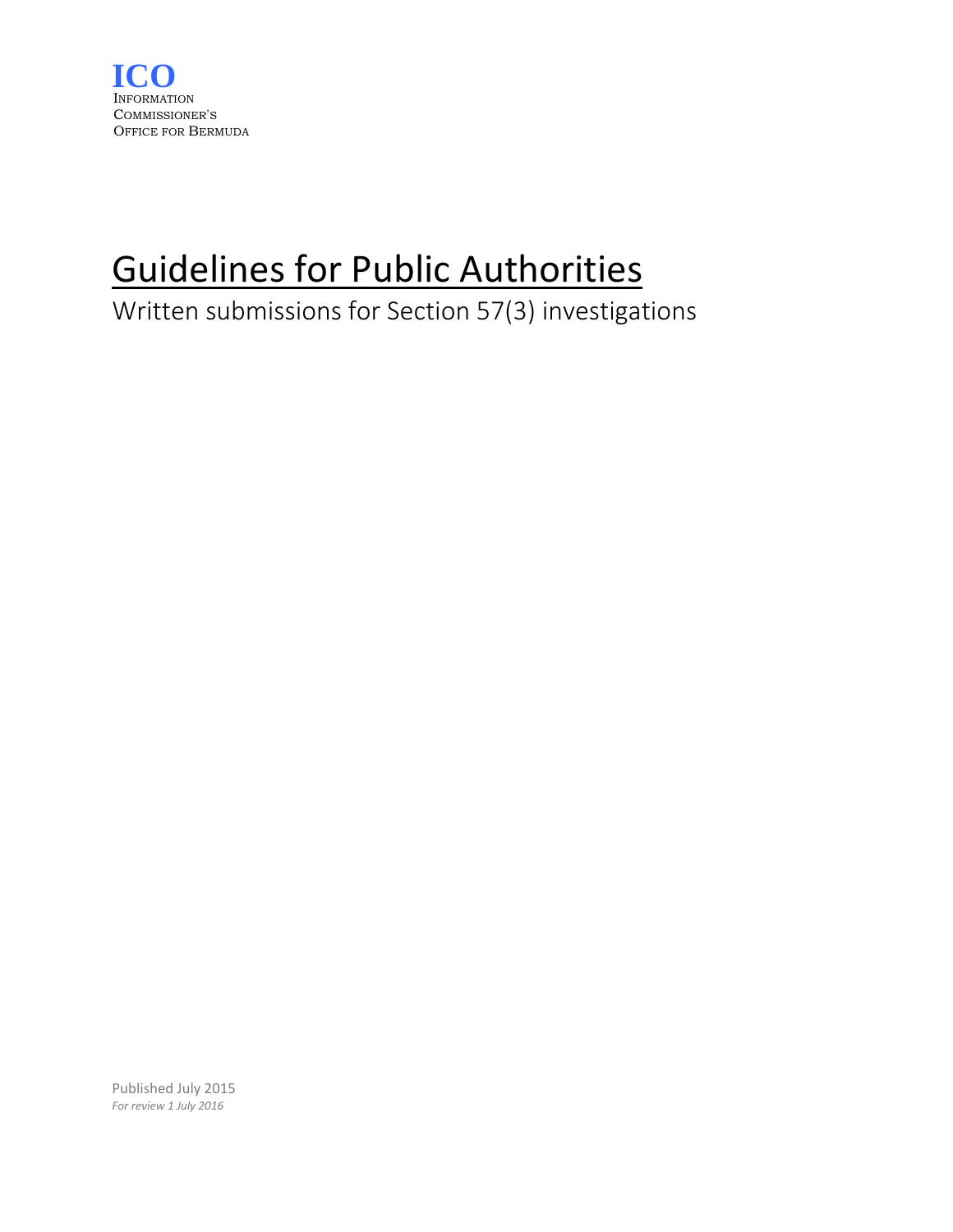**ICO**
INFORMATION
COMMISSIONER'S
OFFICE FOR BERMUDA

# Guidelines for Public Authorities

Written submissions for Section 57(3) investigations

Published July 2015
*For review 1 July 2016*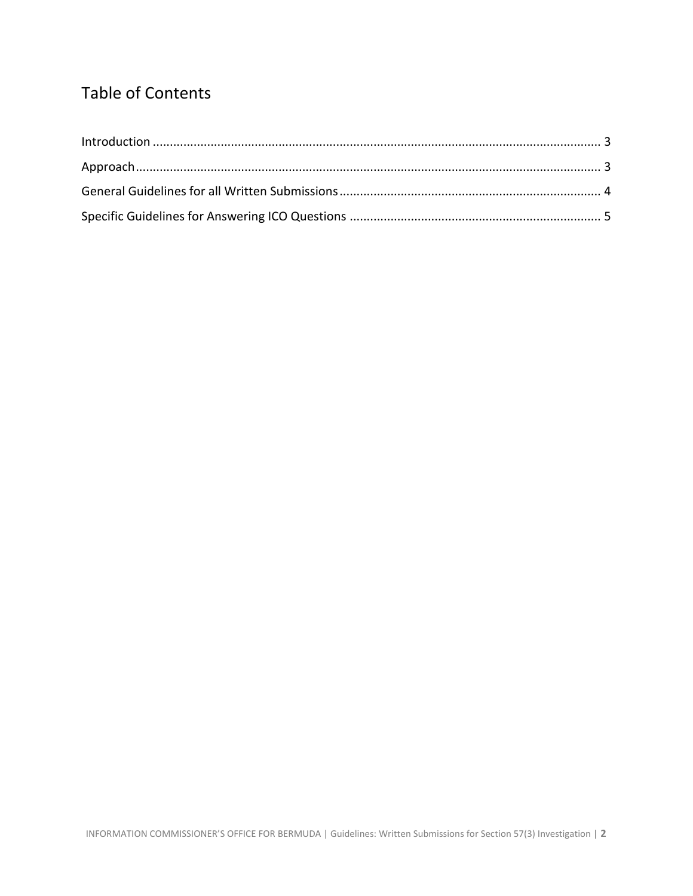## Table of Contents

Introduction .................................................................................................................................. 3

Approach....................................................................................................................................... 3

General Guidelines for all Written Submissions ............................................................................ 4

Specific Guidelines for Answering ICO Questions ......................................................................... 5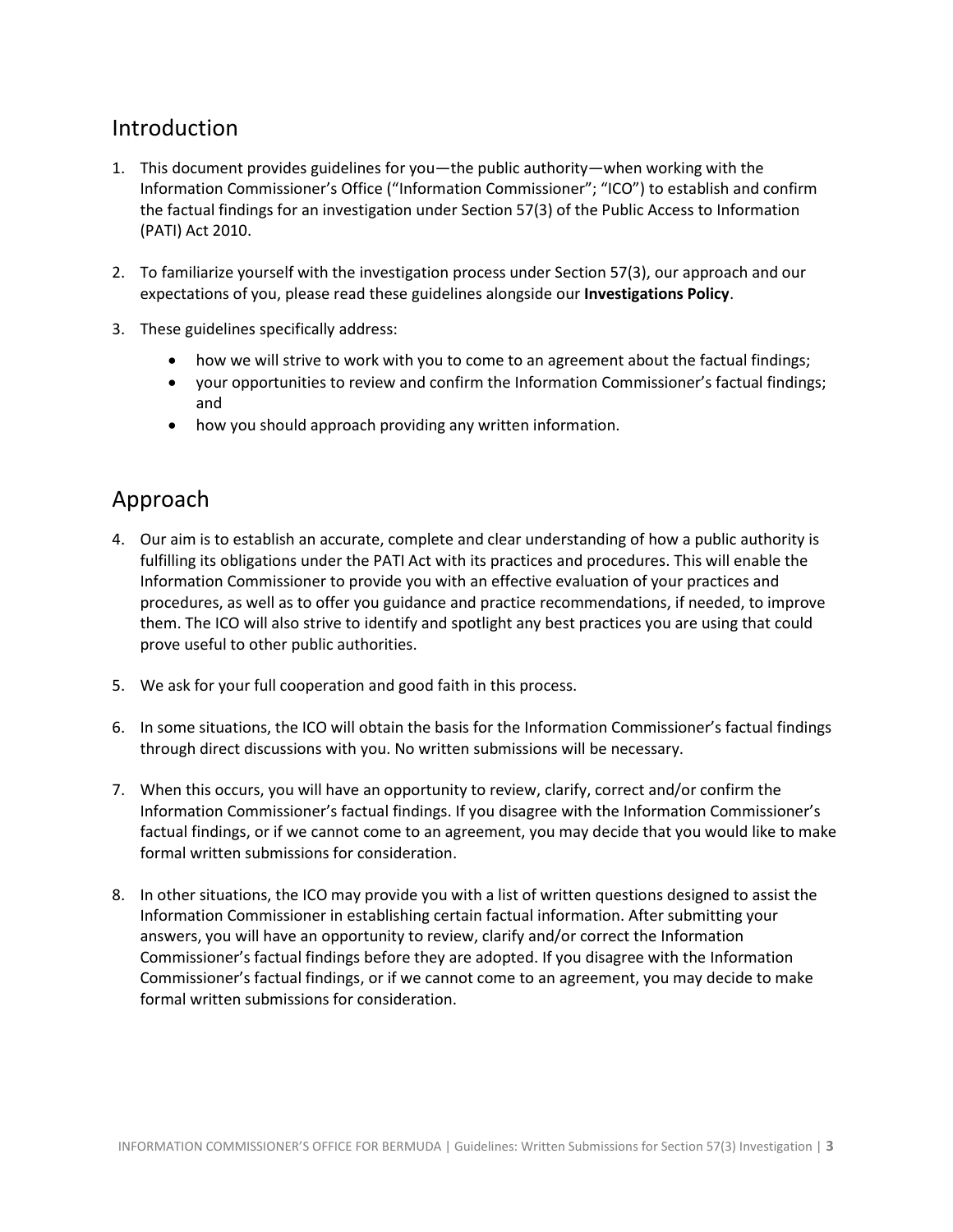## Introduction

1. This document provides guidelines for you—the public authority—when working with the Information Commissioner's Office ("Information Commissioner"; "ICO") to establish and confirm the factual findings for an investigation under Section 57(3) of the Public Access to Information (PATI) Act 2010.

2. To familiarize yourself with the investigation process under Section 57(3), our approach and our expectations of you, please read these guidelines alongside our **Investigations Policy**.

3. These guidelines specifically address:

   - how we will strive to work with you to come to an agreement about the factual findings;
   - your opportunities to review and confirm the Information Commissioner's factual findings; and
   - how you should approach providing any written information.

## Approach

4. Our aim is to establish an accurate, complete and clear understanding of how a public authority is fulfilling its obligations under the PATI Act with its practices and procedures. This will enable the Information Commissioner to provide you with an effective evaluation of your practices and procedures, as well as to offer you guidance and practice recommendations, if needed, to improve them. The ICO will also strive to identify and spotlight any best practices you are using that could prove useful to other public authorities.

5. We ask for your full cooperation and good faith in this process.

6. In some situations, the ICO will obtain the basis for the Information Commissioner's factual findings through direct discussions with you. No written submissions will be necessary.

7. When this occurs, you will have an opportunity to review, clarify, correct and/or confirm the Information Commissioner's factual findings. If you disagree with the Information Commissioner's factual findings, or if we cannot come to an agreement, you may decide that you would like to make formal written submissions for consideration.

8. In other situations, the ICO may provide you with a list of written questions designed to assist the Information Commissioner in establishing certain factual information. After submitting your answers, you will have an opportunity to review, clarify and/or correct the Information Commissioner's factual findings before they are adopted. If you disagree with the Information Commissioner's factual findings, or if we cannot come to an agreement, you may decide to make formal written submissions for consideration.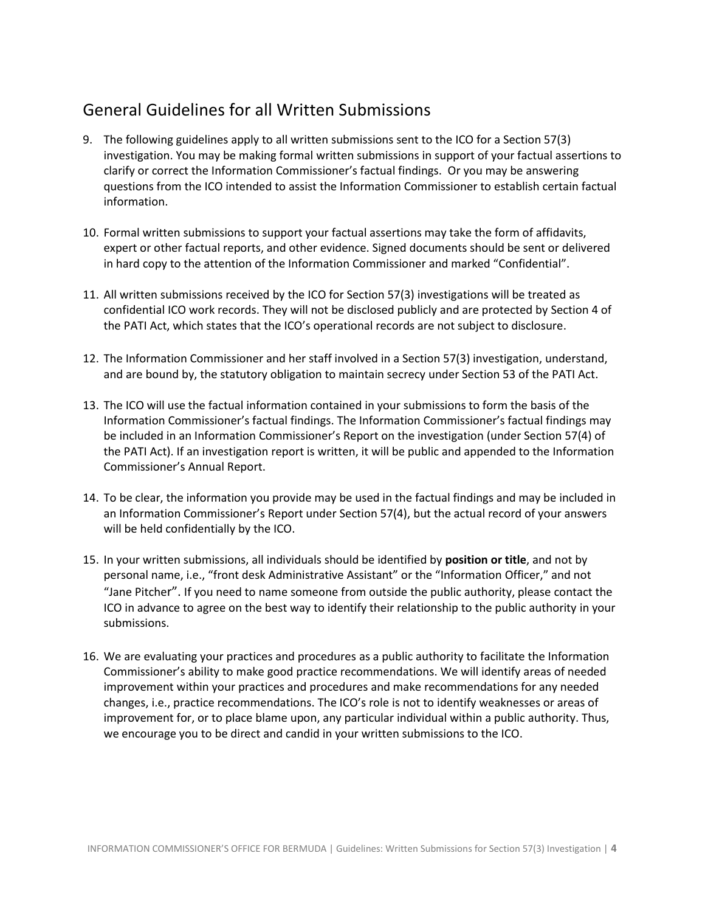## General Guidelines for all Written Submissions

9. The following guidelines apply to all written submissions sent to the ICO for a Section 57(3) investigation. You may be making formal written submissions in support of your factual assertions to clarify or correct the Information Commissioner's factual findings. Or you may be answering questions from the ICO intended to assist the Information Commissioner to establish certain factual information.

10. Formal written submissions to support your factual assertions may take the form of affidavits, expert or other factual reports, and other evidence. Signed documents should be sent or delivered in hard copy to the attention of the Information Commissioner and marked "Confidential".

11. All written submissions received by the ICO for Section 57(3) investigations will be treated as confidential ICO work records. They will not be disclosed publicly and are protected by Section 4 of the PATI Act, which states that the ICO's operational records are not subject to disclosure.

12. The Information Commissioner and her staff involved in a Section 57(3) investigation, understand, and are bound by, the statutory obligation to maintain secrecy under Section 53 of the PATI Act.

13. The ICO will use the factual information contained in your submissions to form the basis of the Information Commissioner's factual findings. The Information Commissioner's factual findings may be included in an Information Commissioner's Report on the investigation (under Section 57(4) of the PATI Act). If an investigation report is written, it will be public and appended to the Information Commissioner's Annual Report.

14. To be clear, the information you provide may be used in the factual findings and may be included in an Information Commissioner's Report under Section 57(4), but the actual record of your answers will be held confidentially by the ICO.

15. In your written submissions, all individuals should be identified by **position or title**, and not by personal name, i.e., "front desk Administrative Assistant" or the "Information Officer," and not "Jane Pitcher". If you need to name someone from outside the public authority, please contact the ICO in advance to agree on the best way to identify their relationship to the public authority in your submissions.

16. We are evaluating your practices and procedures as a public authority to facilitate the Information Commissioner's ability to make good practice recommendations. We will identify areas of needed improvement within your practices and procedures and make recommendations for any needed changes, i.e., practice recommendations. The ICO's role is not to identify weaknesses or areas of improvement for, or to place blame upon, any particular individual within a public authority. Thus, we encourage you to be direct and candid in your written submissions to the ICO.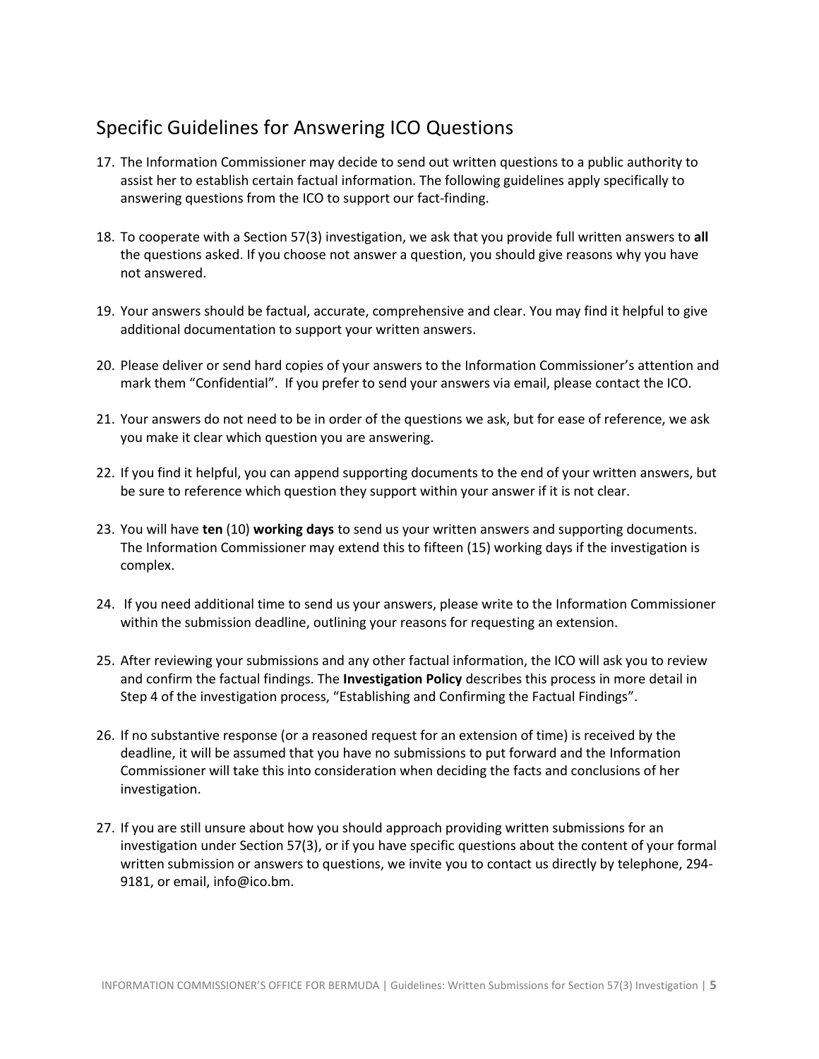## Specific Guidelines for Answering ICO Questions

17. The Information Commissioner may decide to send out written questions to a public authority to assist her to establish certain factual information. The following guidelines apply specifically to answering questions from the ICO to support our fact-finding.

18. To cooperate with a Section 57(3) investigation, we ask that you provide full written answers to **all** the questions asked. If you choose not answer a question, you should give reasons why you have not answered.

19. Your answers should be factual, accurate, comprehensive and clear. You may find it helpful to give additional documentation to support your written answers.

20. Please deliver or send hard copies of your answers to the Information Commissioner's attention and mark them "Confidential". If you prefer to send your answers via email, please contact the ICO.

21. Your answers do not need to be in order of the questions we ask, but for ease of reference, we ask you make it clear which question you are answering.

22. If you find it helpful, you can append supporting documents to the end of your written answers, but be sure to reference which question they support within your answer if it is not clear.

23. You will have **ten** (10) **working days** to send us your written answers and supporting documents. The Information Commissioner may extend this to fifteen (15) working days if the investigation is complex.

24. If you need additional time to send us your answers, please write to the Information Commissioner within the submission deadline, outlining your reasons for requesting an extension.

25. After reviewing your submissions and any other factual information, the ICO will ask you to review and confirm the factual findings. The **Investigation Policy** describes this process in more detail in Step 4 of the investigation process, "Establishing and Confirming the Factual Findings".

26. If no substantive response (or a reasoned request for an extension of time) is received by the deadline, it will be assumed that you have no submissions to put forward and the Information Commissioner will take this into consideration when deciding the facts and conclusions of her investigation.

27. If you are still unsure about how you should approach providing written submissions for an investigation under Section 57(3), or if you have specific questions about the content of your formal written submission or answers to questions, we invite you to contact us directly by telephone, 294-9181, or email, info@ico.bm.